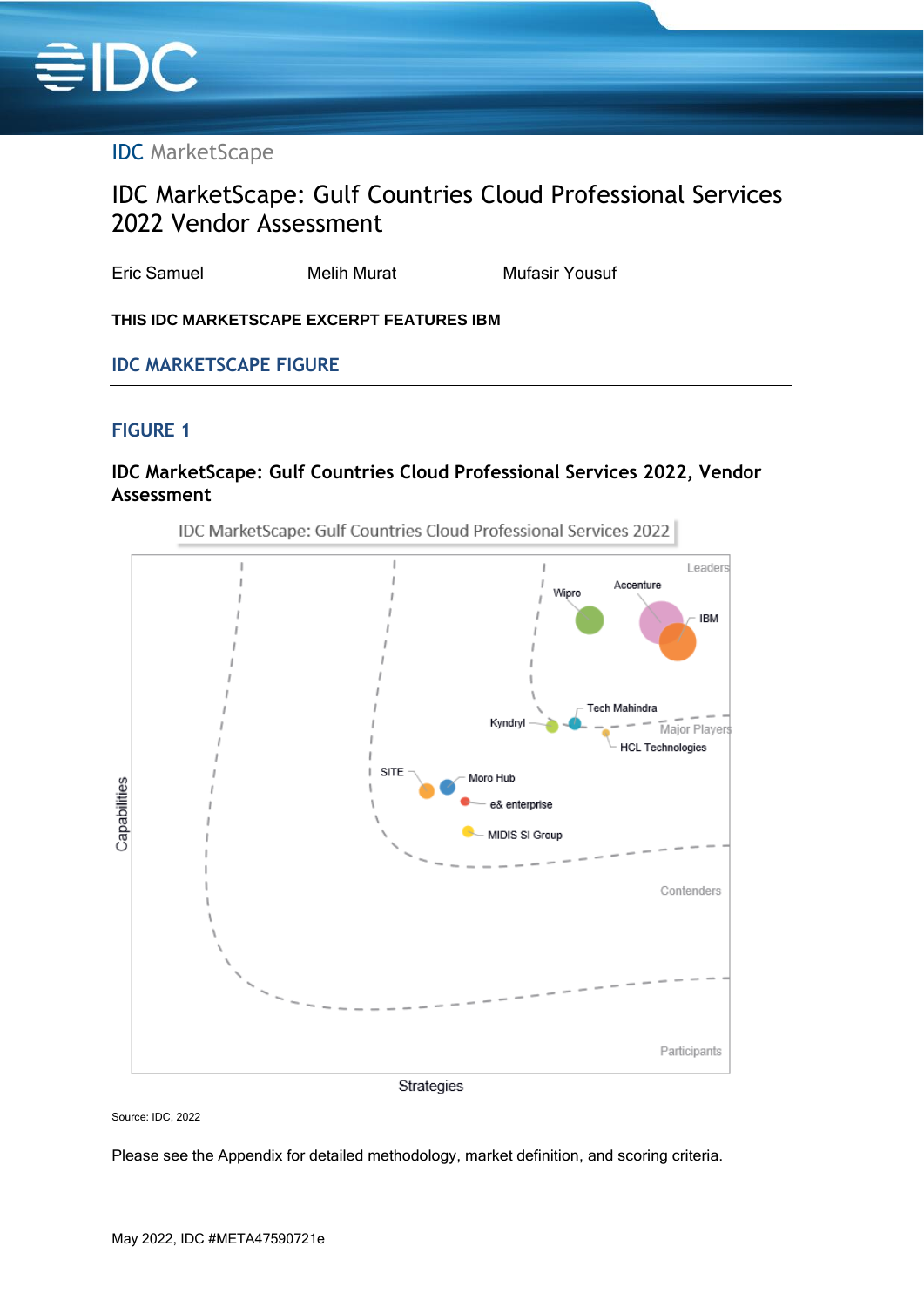IDC MarketScape

# IDC MarketScape: Gulf Countries Cloud Professional Services 2022 Vendor Assessment

Eric Samuel    Melih Murat    Mufasir Yousuf

**THIS IDC MARKETSCAPE EXCERPT FEATURES IBM**

## IDC MARKETSCAPE FIGURE

### FIGURE 1

**IDC MarketScape: Gulf Countries Cloud Professional Services 2022, Vendor Assessment**

Source: IDC, 2022

Please see the Appendix for detailed methodology, market definition, and scoring criteria.

May 2022, IDC #META47590721e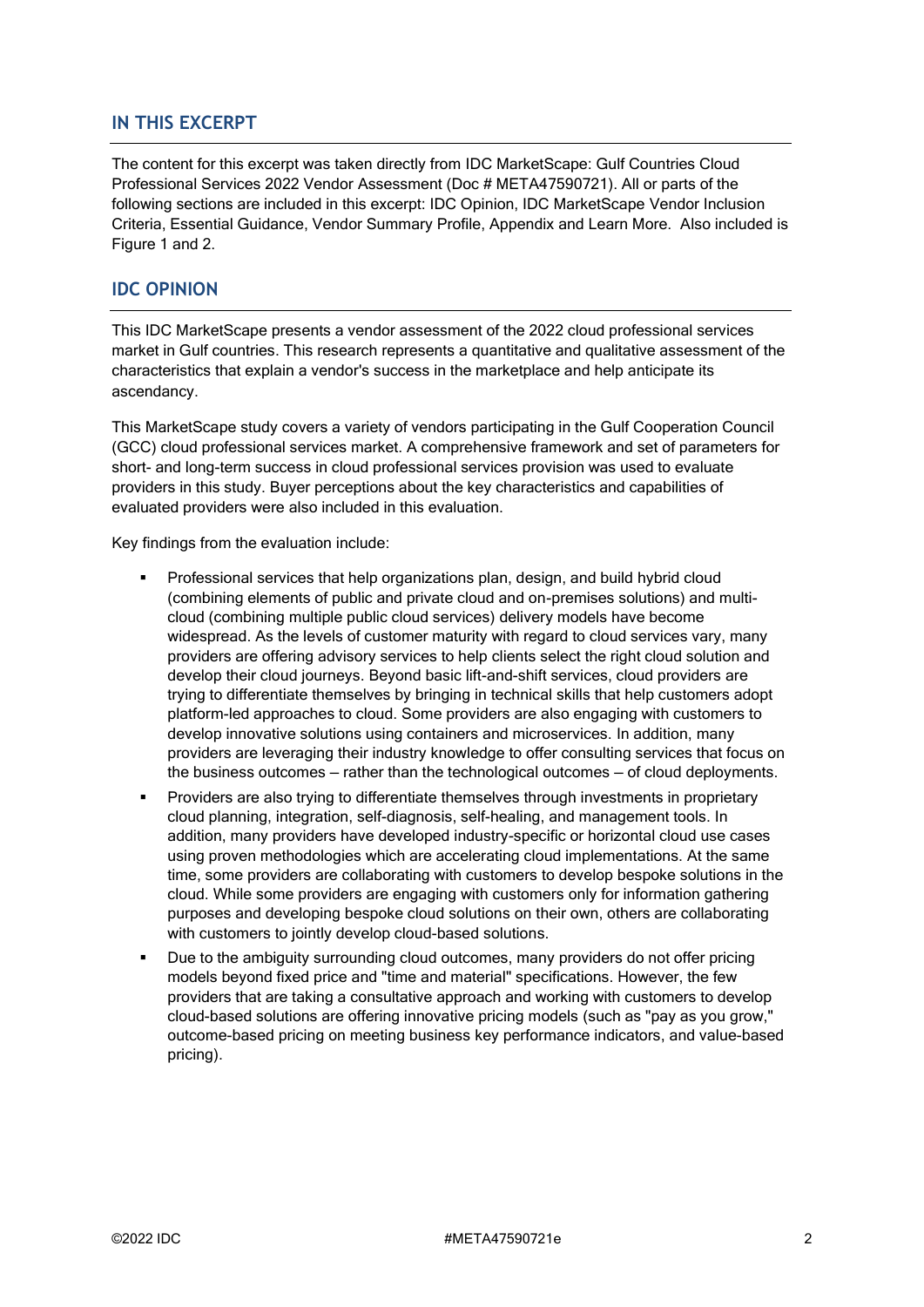## IN THIS EXCERPT

The content for this excerpt was taken directly from IDC MarketScape: Gulf Countries Cloud Professional Services 2022 Vendor Assessment (Doc # META47590721). All or parts of the following sections are included in this excerpt: IDC Opinion, IDC MarketScape Vendor Inclusion Criteria, Essential Guidance, Vendor Summary Profile, Appendix and Learn More. Also included is Figure 1 and 2.

## IDC OPINION

This IDC MarketScape presents a vendor assessment of the 2022 cloud professional services market in Gulf countries. This research represents a quantitative and qualitative assessment of the characteristics that explain a vendor's success in the marketplace and help anticipate its ascendancy.

This MarketScape study covers a variety of vendors participating in the Gulf Cooperation Council (GCC) cloud professional services market. A comprehensive framework and set of parameters for short- and long-term success in cloud professional services provision was used to evaluate providers in this study. Buyer perceptions about the key characteristics and capabilities of evaluated providers were also included in this evaluation.

Key findings from the evaluation include:

- Professional services that help organizations plan, design, and build hybrid cloud (combining elements of public and private cloud and on-premises solutions) and multi-cloud (combining multiple public cloud services) delivery models have become widespread. As the levels of customer maturity with regard to cloud services vary, many providers are offering advisory services to help clients select the right cloud solution and develop their cloud journeys. Beyond basic lift-and-shift services, cloud providers are trying to differentiate themselves by bringing in technical skills that help customers adopt platform-led approaches to cloud. Some providers are also engaging with customers to develop innovative solutions using containers and microservices. In addition, many providers are leveraging their industry knowledge to offer consulting services that focus on the business outcomes — rather than the technological outcomes — of cloud deployments.
- Providers are also trying to differentiate themselves through investments in proprietary cloud planning, integration, self-diagnosis, self-healing, and management tools. In addition, many providers have developed industry-specific or horizontal cloud use cases using proven methodologies which are accelerating cloud implementations. At the same time, some providers are collaborating with customers to develop bespoke solutions in the cloud. While some providers are engaging with customers only for information gathering purposes and developing bespoke cloud solutions on their own, others are collaborating with customers to jointly develop cloud-based solutions.
- Due to the ambiguity surrounding cloud outcomes, many providers do not offer pricing models beyond fixed price and "time and material" specifications. However, the few providers that are taking a consultative approach and working with customers to develop cloud-based solutions are offering innovative pricing models (such as "pay as you grow," outcome-based pricing on meeting business key performance indicators, and value-based pricing).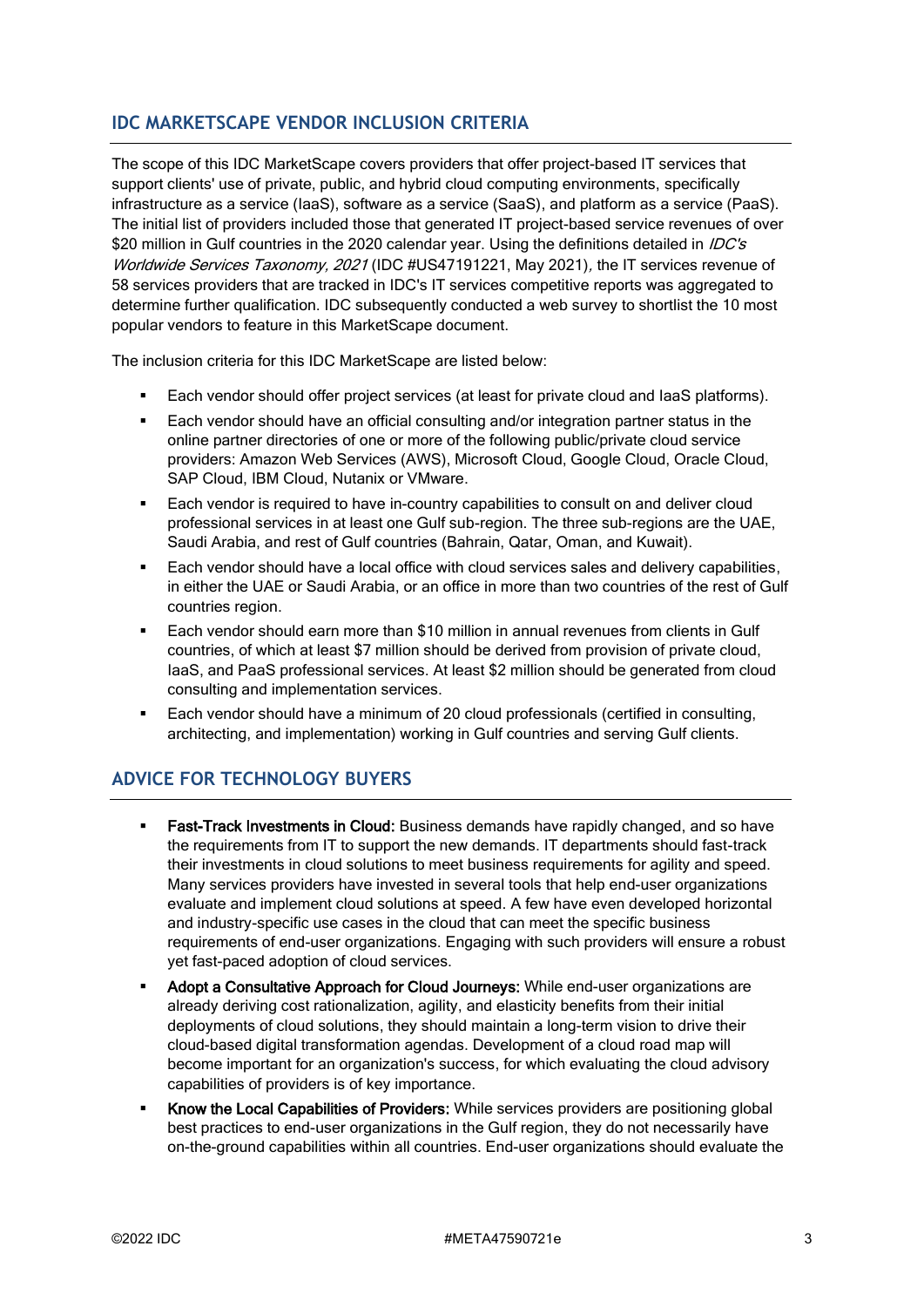## IDC MARKETSCAPE VENDOR INCLUSION CRITERIA

The scope of this IDC MarketScape covers providers that offer project-based IT services that support clients' use of private, public, and hybrid cloud computing environments, specifically infrastructure as a service (IaaS), software as a service (SaaS), and platform as a service (PaaS). The initial list of providers included those that generated IT project-based service revenues of over $20 million in Gulf countries in the 2020 calendar year. Using the definitions detailed in *IDC's Worldwide Services Taxonomy, 2021* (IDC #US47191221, May 2021), the IT services revenue of 58 services providers that are tracked in IDC's IT services competitive reports was aggregated to determine further qualification. IDC subsequently conducted a web survey to shortlist the 10 most popular vendors to feature in this MarketScape document.

The inclusion criteria for this IDC MarketScape are listed below:

- Each vendor should offer project services (at least for private cloud and IaaS platforms).
- Each vendor should have an official consulting and/or integration partner status in the online partner directories of one or more of the following public/private cloud service providers: Amazon Web Services (AWS), Microsoft Cloud, Google Cloud, Oracle Cloud, SAP Cloud, IBM Cloud, Nutanix or VMware.
- Each vendor is required to have in-country capabilities to consult on and deliver cloud professional services in at least one Gulf sub-region. The three sub-regions are the UAE, Saudi Arabia, and rest of Gulf countries (Bahrain, Qatar, Oman, and Kuwait).
- Each vendor should have a local office with cloud services sales and delivery capabilities, in either the UAE or Saudi Arabia, or an office in more than two countries of the rest of Gulf countries region.
- Each vendor should earn more than $10 million in annual revenues from clients in Gulf countries, of which at least $7 million should be derived from provision of private cloud, IaaS, and PaaS professional services. At least $2 million should be generated from cloud consulting and implementation services.
- Each vendor should have a minimum of 20 cloud professionals (certified in consulting, architecting, and implementation) working in Gulf countries and serving Gulf clients.

## ADVICE FOR TECHNOLOGY BUYERS

- **Fast-Track Investments in Cloud:** Business demands have rapidly changed, and so have the requirements from IT to support the new demands. IT departments should fast-track their investments in cloud solutions to meet business requirements for agility and speed. Many services providers have invested in several tools that help end-user organizations evaluate and implement cloud solutions at speed. A few have even developed horizontal and industry-specific use cases in the cloud that can meet the specific business requirements of end-user organizations. Engaging with such providers will ensure a robust yet fast-paced adoption of cloud services.
- **Adopt a Consultative Approach for Cloud Journeys:** While end-user organizations are already deriving cost rationalization, agility, and elasticity benefits from their initial deployments of cloud solutions, they should maintain a long-term vision to drive their cloud-based digital transformation agendas. Development of a cloud road map will become important for an organization's success, for which evaluating the cloud advisory capabilities of providers is of key importance.
- **Know the Local Capabilities of Providers:** While services providers are positioning global best practices to end-user organizations in the Gulf region, they do not necessarily have on-the-ground capabilities within all countries. End-user organizations should evaluate the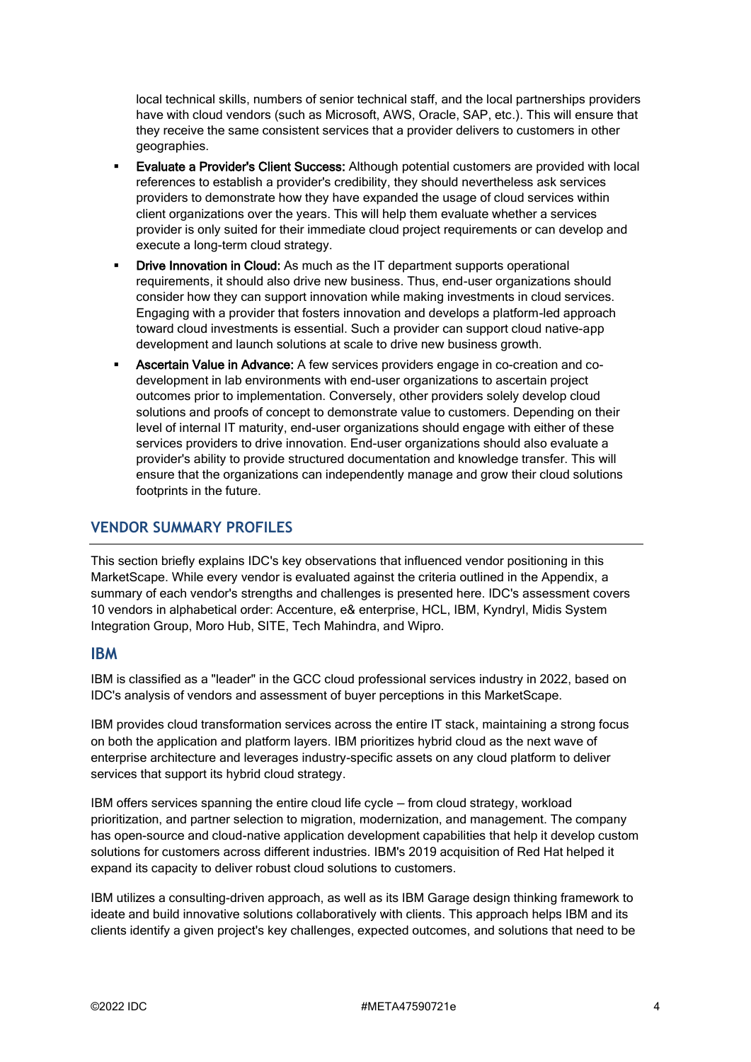local technical skills, numbers of senior technical staff, and the local partnerships providers have with cloud vendors (such as Microsoft, AWS, Oracle, SAP, etc.). This will ensure that they receive the same consistent services that a provider delivers to customers in other geographies.

- **Evaluate a Provider's Client Success:** Although potential customers are provided with local references to establish a provider's credibility, they should nevertheless ask services providers to demonstrate how they have expanded the usage of cloud services within client organizations over the years. This will help them evaluate whether a services provider is only suited for their immediate cloud project requirements or can develop and execute a long-term cloud strategy.
- **Drive Innovation in Cloud:** As much as the IT department supports operational requirements, it should also drive new business. Thus, end-user organizations should consider how they can support innovation while making investments in cloud services. Engaging with a provider that fosters innovation and develops a platform-led approach toward cloud investments is essential. Such a provider can support cloud native-app development and launch solutions at scale to drive new business growth.
- **Ascertain Value in Advance:** A few services providers engage in co-creation and co-development in lab environments with end-user organizations to ascertain project outcomes prior to implementation. Conversely, other providers solely develop cloud solutions and proofs of concept to demonstrate value to customers. Depending on their level of internal IT maturity, end-user organizations should engage with either of these services providers to drive innovation. End-user organizations should also evaluate a provider's ability to provide structured documentation and knowledge transfer. This will ensure that the organizations can independently manage and grow their cloud solutions footprints in the future.

## VENDOR SUMMARY PROFILES

This section briefly explains IDC's key observations that influenced vendor positioning in this MarketScape. While every vendor is evaluated against the criteria outlined in the Appendix, a summary of each vendor's strengths and challenges is presented here. IDC's assessment covers 10 vendors in alphabetical order: Accenture, e& enterprise, HCL, IBM, Kyndryl, Midis System Integration Group, Moro Hub, SITE, Tech Mahindra, and Wipro.

### IBM

IBM is classified as a "leader" in the GCC cloud professional services industry in 2022, based on IDC's analysis of vendors and assessment of buyer perceptions in this MarketScape.

IBM provides cloud transformation services across the entire IT stack, maintaining a strong focus on both the application and platform layers. IBM prioritizes hybrid cloud as the next wave of enterprise architecture and leverages industry-specific assets on any cloud platform to deliver services that support its hybrid cloud strategy.

IBM offers services spanning the entire cloud life cycle — from cloud strategy, workload prioritization, and partner selection to migration, modernization, and management. The company has open-source and cloud-native application development capabilities that help it develop custom solutions for customers across different industries. IBM's 2019 acquisition of Red Hat helped it expand its capacity to deliver robust cloud solutions to customers.

IBM utilizes a consulting-driven approach, as well as its IBM Garage design thinking framework to ideate and build innovative solutions collaboratively with clients. This approach helps IBM and its clients identify a given project's key challenges, expected outcomes, and solutions that need to be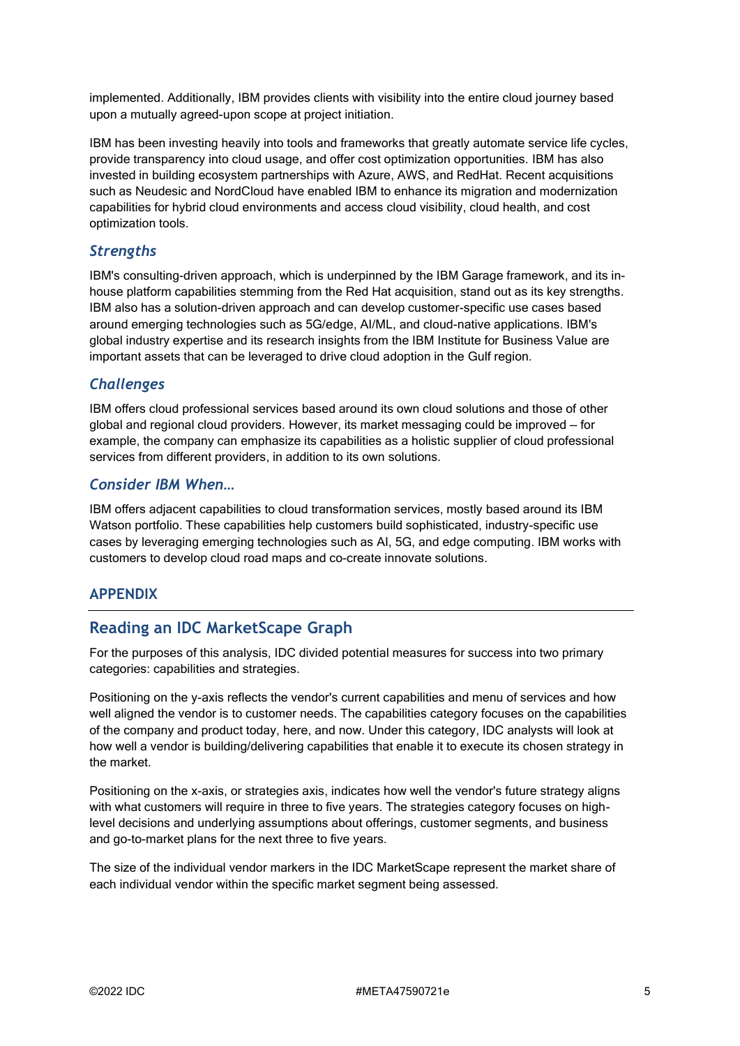implemented. Additionally, IBM provides clients with visibility into the entire cloud journey based upon a mutually agreed-upon scope at project initiation.

IBM has been investing heavily into tools and frameworks that greatly automate service life cycles, provide transparency into cloud usage, and offer cost optimization opportunities. IBM has also invested in building ecosystem partnerships with Azure, AWS, and RedHat. Recent acquisitions such as Neudesic and NordCloud have enabled IBM to enhance its migration and modernization capabilities for hybrid cloud environments and access cloud visibility, cloud health, and cost optimization tools.

### *Strengths*

IBM's consulting-driven approach, which is underpinned by the IBM Garage framework, and its in-house platform capabilities stemming from the Red Hat acquisition, stand out as its key strengths. IBM also has a solution-driven approach and can develop customer-specific use cases based around emerging technologies such as 5G/edge, AI/ML, and cloud-native applications. IBM's global industry expertise and its research insights from the IBM Institute for Business Value are important assets that can be leveraged to drive cloud adoption in the Gulf region.

### *Challenges*

IBM offers cloud professional services based around its own cloud solutions and those of other global and regional cloud providers. However, its market messaging could be improved – for example, the company can emphasize its capabilities as a holistic supplier of cloud professional services from different providers, in addition to its own solutions.

### *Consider IBM When...*

IBM offers adjacent capabilities to cloud transformation services, mostly based around its IBM Watson portfolio. These capabilities help customers build sophisticated, industry-specific use cases by leveraging emerging technologies such as AI, 5G, and edge computing. IBM works with customers to develop cloud road maps and co-create innovate solutions.

## APPENDIX

## Reading an IDC MarketScape Graph

For the purposes of this analysis, IDC divided potential measures for success into two primary categories: capabilities and strategies.

Positioning on the y-axis reflects the vendor's current capabilities and menu of services and how well aligned the vendor is to customer needs. The capabilities category focuses on the capabilities of the company and product today, here, and now. Under this category, IDC analysts will look at how well a vendor is building/delivering capabilities that enable it to execute its chosen strategy in the market.

Positioning on the x-axis, or strategies axis, indicates how well the vendor's future strategy aligns with what customers will require in three to five years. The strategies category focuses on high-level decisions and underlying assumptions about offerings, customer segments, and business and go-to-market plans for the next three to five years.

The size of the individual vendor markers in the IDC MarketScape represent the market share of each individual vendor within the specific market segment being assessed.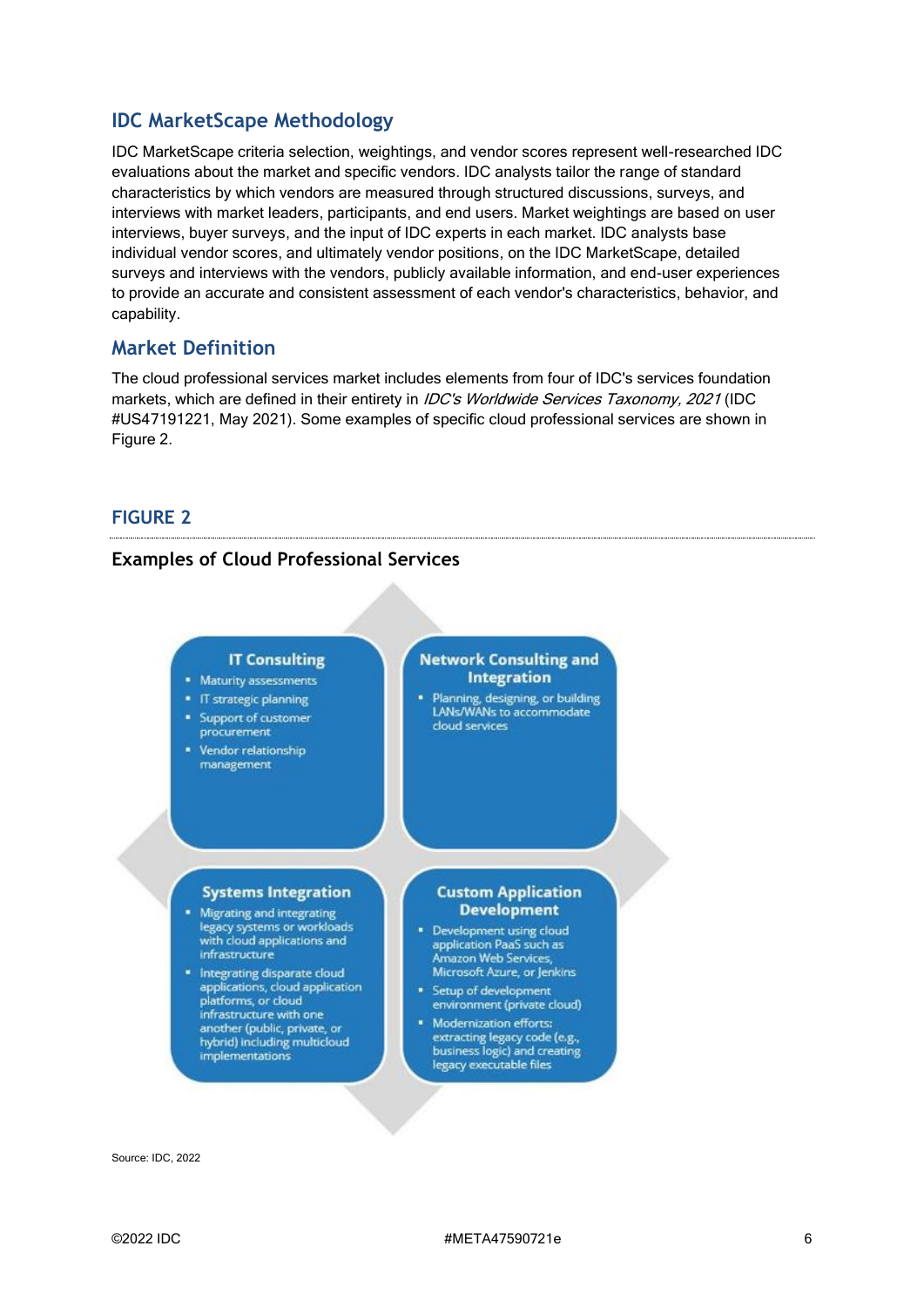## IDC MarketScape Methodology

IDC MarketScape criteria selection, weightings, and vendor scores represent well-researched IDC evaluations about the market and specific vendors. IDC analysts tailor the range of standard characteristics by which vendors are measured through structured discussions, surveys, and interviews with market leaders, participants, and end users. Market weightings are based on user interviews, buyer surveys, and the input of IDC experts in each market. IDC analysts base individual vendor scores, and ultimately vendor positions, on the IDC MarketScape, detailed surveys and interviews with the vendors, publicly available information, and end-user experiences to provide an accurate and consistent assessment of each vendor's characteristics, behavior, and capability.

## Market Definition

The cloud professional services market includes elements from four of IDC's services foundation markets, which are defined in their entirety in *IDC's Worldwide Services Taxonomy, 2021* (IDC #US47191221, May 2021). Some examples of specific cloud professional services are shown in Figure 2.

### FIGURE 2

**Examples of Cloud Professional Services**

**IT Consulting**
- Maturity assessments
- IT strategic planning
- Support of customer procurement
- Vendor relationship management

**Network Consulting and Integration**
- Planning, designing, or building LANs/WANs to accommodate cloud services

**Systems Integration**
- Migrating and integrating legacy systems or workloads with cloud applications and infrastructure
- Integrating disparate cloud applications, cloud application platforms, or cloud infrastructure with one another (public, private, or hybrid) including multicloud implementations

**Custom Application Development**
- Development using cloud application PaaS such as Amazon Web Services, Microsoft Azure, or Jenkins
- Setup of development environment (private cloud)
- Modernization efforts: extracting legacy code (e.g., business logic) and creating legacy executable files

Source: IDC, 2022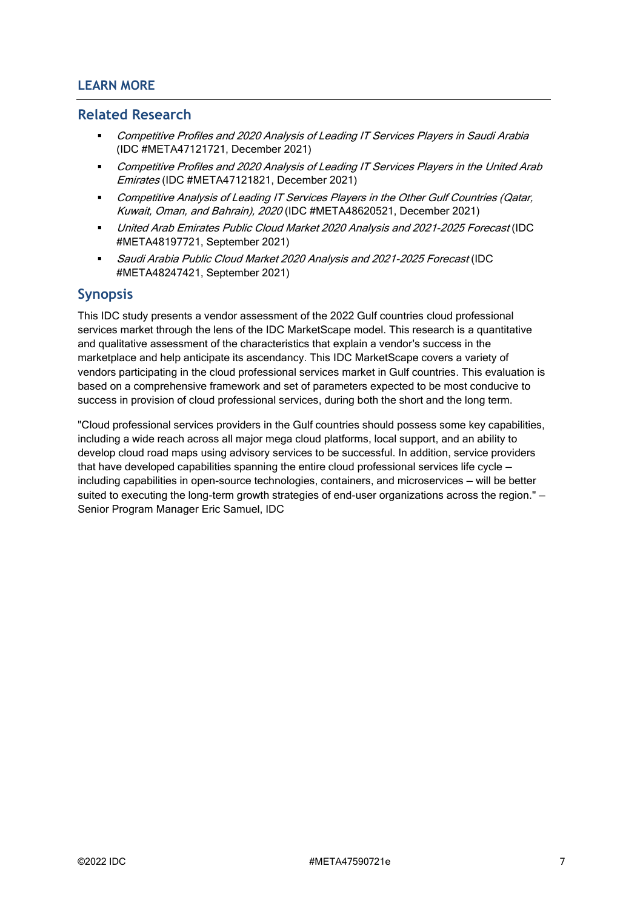## LEARN MORE

### Related Research

- *Competitive Profiles and 2020 Analysis of Leading IT Services Players in Saudi Arabia* (IDC #META47121721, December 2021)
- *Competitive Profiles and 2020 Analysis of Leading IT Services Players in the United Arab Emirates* (IDC #META47121821, December 2021)
- *Competitive Analysis of Leading IT Services Players in the Other Gulf Countries (Qatar, Kuwait, Oman, and Bahrain), 2020* (IDC #META48620521, December 2021)
- *United Arab Emirates Public Cloud Market 2020 Analysis and 2021-2025 Forecast* (IDC #META48197721, September 2021)
- *Saudi Arabia Public Cloud Market 2020 Analysis and 2021-2025 Forecast* (IDC #META48247421, September 2021)

### Synopsis

This IDC study presents a vendor assessment of the 2022 Gulf countries cloud professional services market through the lens of the IDC MarketScape model. This research is a quantitative and qualitative assessment of the characteristics that explain a vendor's success in the marketplace and help anticipate its ascendancy. This IDC MarketScape covers a variety of vendors participating in the cloud professional services market in Gulf countries. This evaluation is based on a comprehensive framework and set of parameters expected to be most conducive to success in provision of cloud professional services, during both the short and the long term.

"Cloud professional services providers in the Gulf countries should possess some key capabilities, including a wide reach across all major mega cloud platforms, local support, and an ability to develop cloud road maps using advisory services to be successful. In addition, service providers that have developed capabilities spanning the entire cloud professional services life cycle — including capabilities in open-source technologies, containers, and microservices — will be better suited to executing the long-term growth strategies of end-user organizations across the region." — Senior Program Manager Eric Samuel, IDC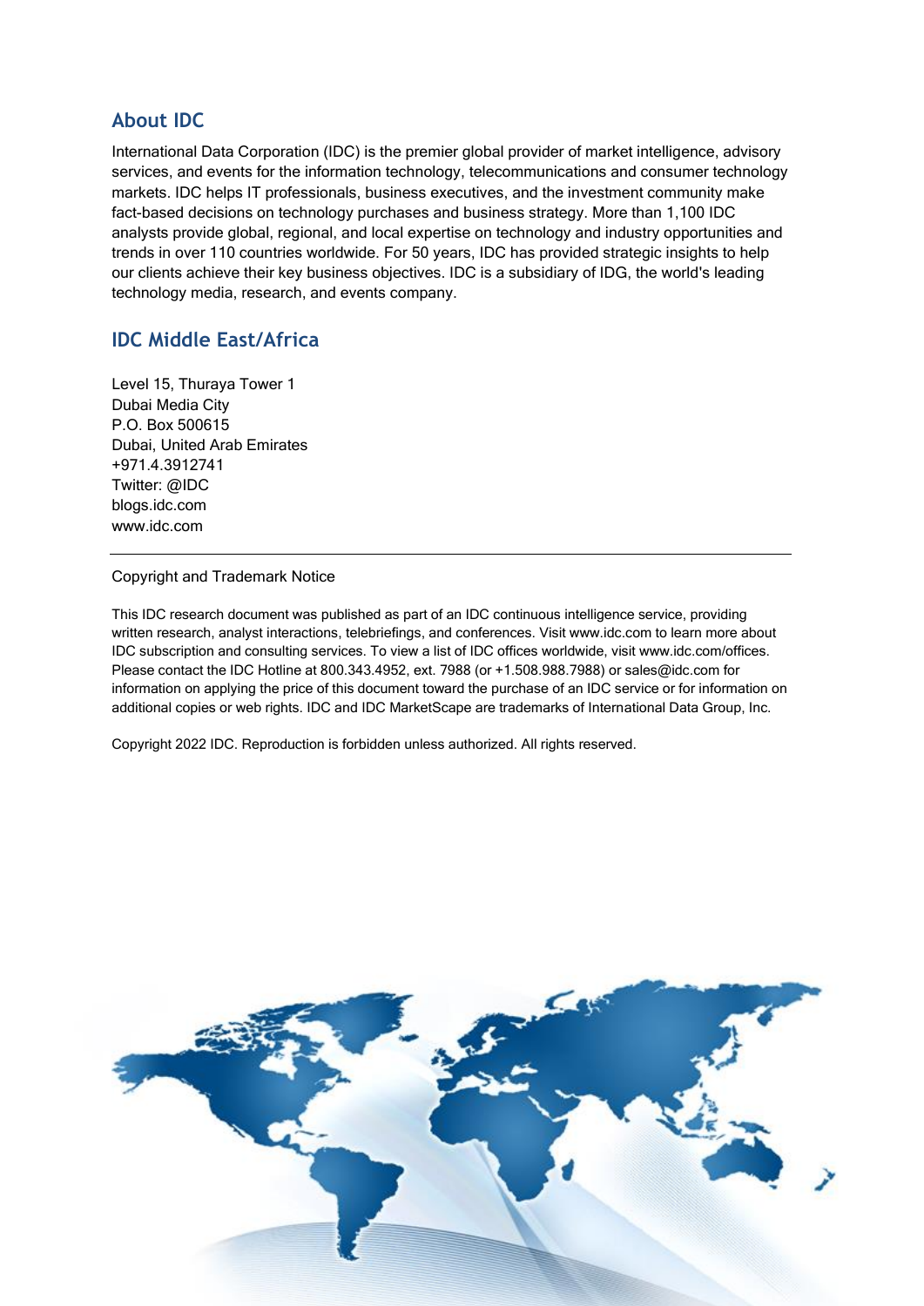## About IDC

International Data Corporation (IDC) is the premier global provider of market intelligence, advisory services, and events for the information technology, telecommunications and consumer technology markets. IDC helps IT professionals, business executives, and the investment community make fact-based decisions on technology purchases and business strategy. More than 1,100 IDC analysts provide global, regional, and local expertise on technology and industry opportunities and trends in over 110 countries worldwide. For 50 years, IDC has provided strategic insights to help our clients achieve their key business objectives. IDC is a subsidiary of IDG, the world's leading technology media, research, and events company.

## IDC Middle East/Africa

Level 15, Thuraya Tower 1
Dubai Media City
P.O. Box 500615
Dubai, United Arab Emirates
+971.4.3912741
Twitter: @IDC
blogs.idc.com
www.idc.com

---

Copyright and Trademark Notice

This IDC research document was published as part of an IDC continuous intelligence service, providing written research, analyst interactions, telebriefings, and conferences. Visit www.idc.com to learn more about IDC subscription and consulting services. To view a list of IDC offices worldwide, visit www.idc.com/offices. Please contact the IDC Hotline at 800.343.4952, ext. 7988 (or +1.508.988.7988) or sales@idc.com for information on applying the price of this document toward the purchase of an IDC service or for information on additional copies or web rights. IDC and IDC MarketScape are trademarks of International Data Group, Inc.

Copyright 2022 IDC. Reproduction is forbidden unless authorized. All rights reserved.